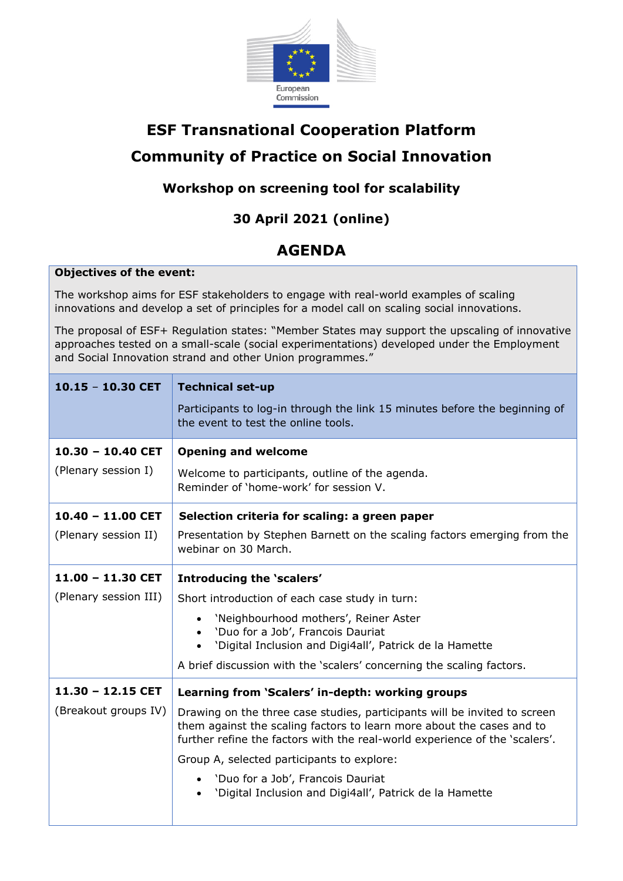European Commission

# ESF Transnational Cooperation Platform

# Community of Practice on Social Innovation

### Workshop on screening tool for scalability

### 30 April 2021 (online)

## AGENDA

**Objectives of the event:**

The workshop aims for ESF stakeholders to engage with real-world examples of scaling innovations and develop a set of principles for a model call on scaling social innovations.

The proposal of ESF+ Regulation states: "Member States may support the upscaling of innovative approaches tested on a small-scale (social experimentations) developed under the Employment and Social Innovation strand and other Union programmes."

| Time | Session |
|---|---|
| **10.15 – 10.30 CET** | **Technical set-up**<br><br>Participants to log-in through the link 15 minutes before the beginning of the event to test the online tools. |
| **10.30 – 10.40 CET**<br><br>(Plenary session I) | **Opening and welcome**<br><br>Welcome to participants, outline of the agenda.<br>Reminder of 'home-work' for session V. |
| **10.40 – 11.00 CET**<br><br>(Plenary session II) | **Selection criteria for scaling: a green paper**<br><br>Presentation by Stephen Barnett on the scaling factors emerging from the webinar on 30 March. |
| **11.00 – 11.30 CET**<br><br>(Plenary session III) | **Introducing the 'scalers'**<br><br>Short introduction of each case study in turn:<br>• 'Neighbourhood mothers', Reiner Aster<br>• 'Duo for a Job', Francois Dauriat<br>• 'Digital Inclusion and Digi4all', Patrick de la Hamette<br><br>A brief discussion with the 'scalers' concerning the scaling factors. |
| **11.30 – 12.15 CET**<br><br>(Breakout groups IV) | **Learning from 'Scalers' in-depth: working groups**<br><br>Drawing on the three case studies, participants will be invited to screen them against the scaling factors to learn more about the cases and to further refine the factors with the real-world experience of the 'scalers'.<br><br>Group A, selected participants to explore:<br>• 'Duo for a Job', Francois Dauriat<br>• 'Digital Inclusion and Digi4all', Patrick de la Hamette |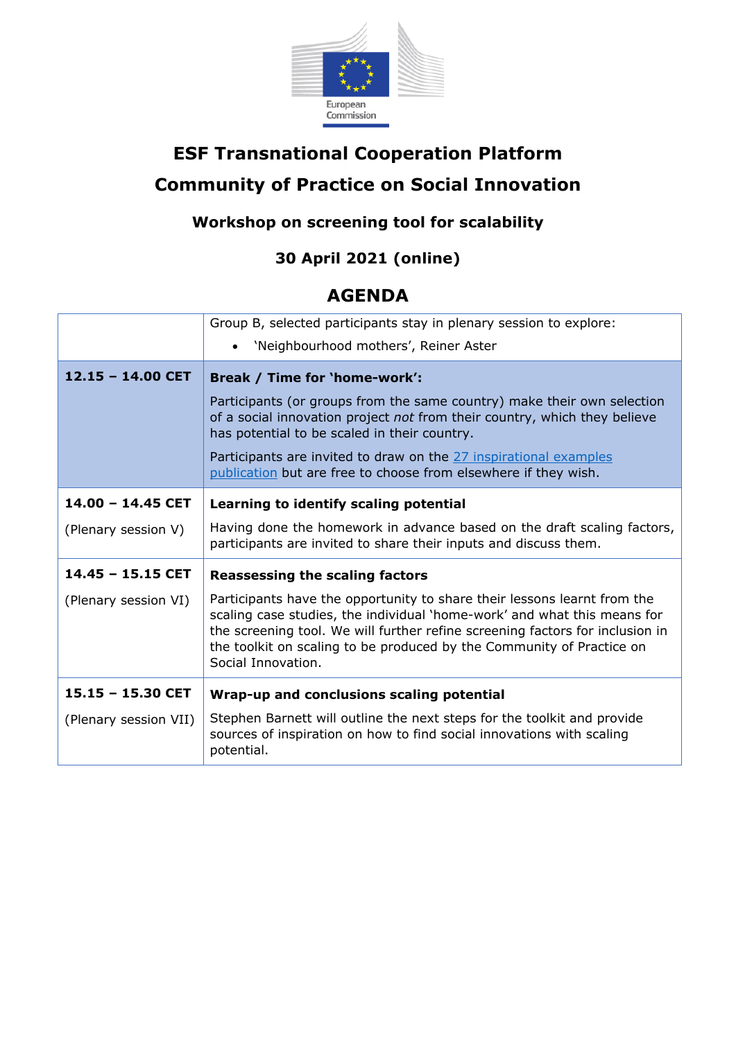# ESF Transnational Cooperation Platform

# Community of Practice on Social Innovation

## Workshop on screening tool for scalability

## 30 April 2021 (online)

## AGENDA

| | |
|---|---|
| | Group B, selected participants stay in plenary session to explore:<br>• 'Neighbourhood mothers', Reiner Aster |
| **12.15 – 14.00 CET** | **Break / Time for 'home-work':**<br>Participants (or groups from the same country) make their own selection of a social innovation project *not* from their country, which they believe has potential to be scaled in their country.<br>Participants are invited to draw on the 27 inspirational examples publication but are free to choose from elsewhere if they wish. |
| **14.00 – 14.45 CET**<br>(Plenary session V) | **Learning to identify scaling potential**<br>Having done the homework in advance based on the draft scaling factors, participants are invited to share their inputs and discuss them. |
| **14.45 – 15.15 CET**<br>(Plenary session VI) | **Reassessing the scaling factors**<br>Participants have the opportunity to share their lessons learnt from the scaling case studies, the individual 'home-work' and what this means for the screening tool. We will further refine screening factors for inclusion in the toolkit on scaling to be produced by the Community of Practice on Social Innovation. |
| **15.15 – 15.30 CET**<br>(Plenary session VII) | **Wrap-up and conclusions scaling potential**<br>Stephen Barnett will outline the next steps for the toolkit and provide sources of inspiration on how to find social innovations with scaling potential. |